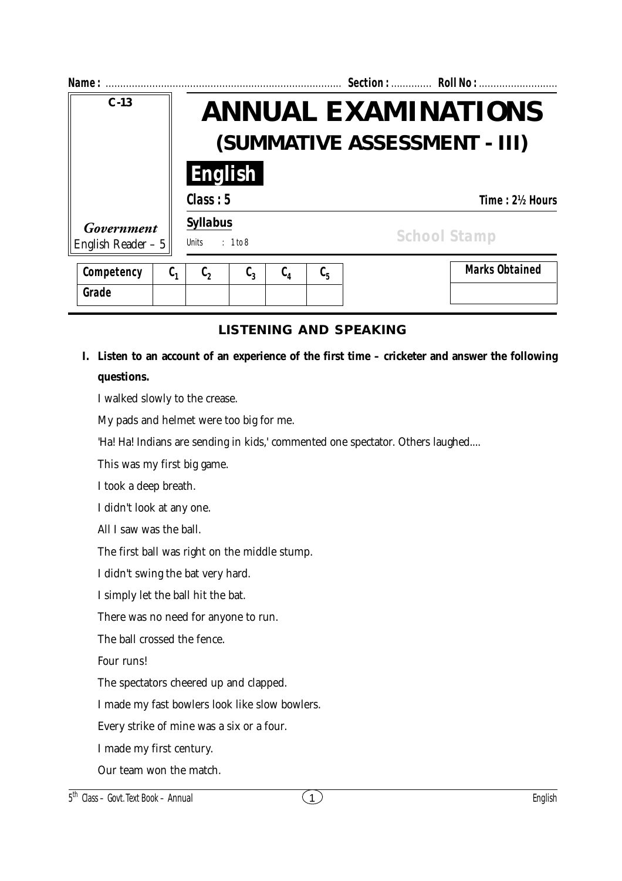**Name :** ............................................................................... **Section :** ............. **Roll No :** ...........................

C-13

# ANNUAL EXAMINATIONS

## (SUMMATIVE ASSESSMENT - III)

**English**

**Class : 5** **Time : 2½ Hours**

*Government* English Reader – 5

**Syllabus**

Units : 1 to 8

School Stamp

| Competency | $C_1$ | $C_2$ | $C_3$ | $C_4$ | $C_5$ |
|---|---|---|---|---|---|
| Grade | | | | | |

| Marks Obtained |
|---|
| |

### LISTENING AND SPEAKING

**I. Listen to an account of an experience of the first time – cricketer and answer the following questions.**

I walked slowly to the crease.

My pads and helmet were too big for me.

'Ha! Ha! Indians are sending in kids,' commented one spectator. Others laughed....

This was my first big game.

I took a deep breath.

I didn't look at any one.

All I saw was the ball.

The first ball was right on the middle stump.

I didn't swing the bat very hard.

I simply let the ball hit the bat.

There was no need for anyone to run.

The ball crossed the fence.

Four runs!

The spectators cheered up and clapped.

I made my fast bowlers look like slow bowlers.

Every strike of mine was a six or a four.

I made my first century.

Our team won the match.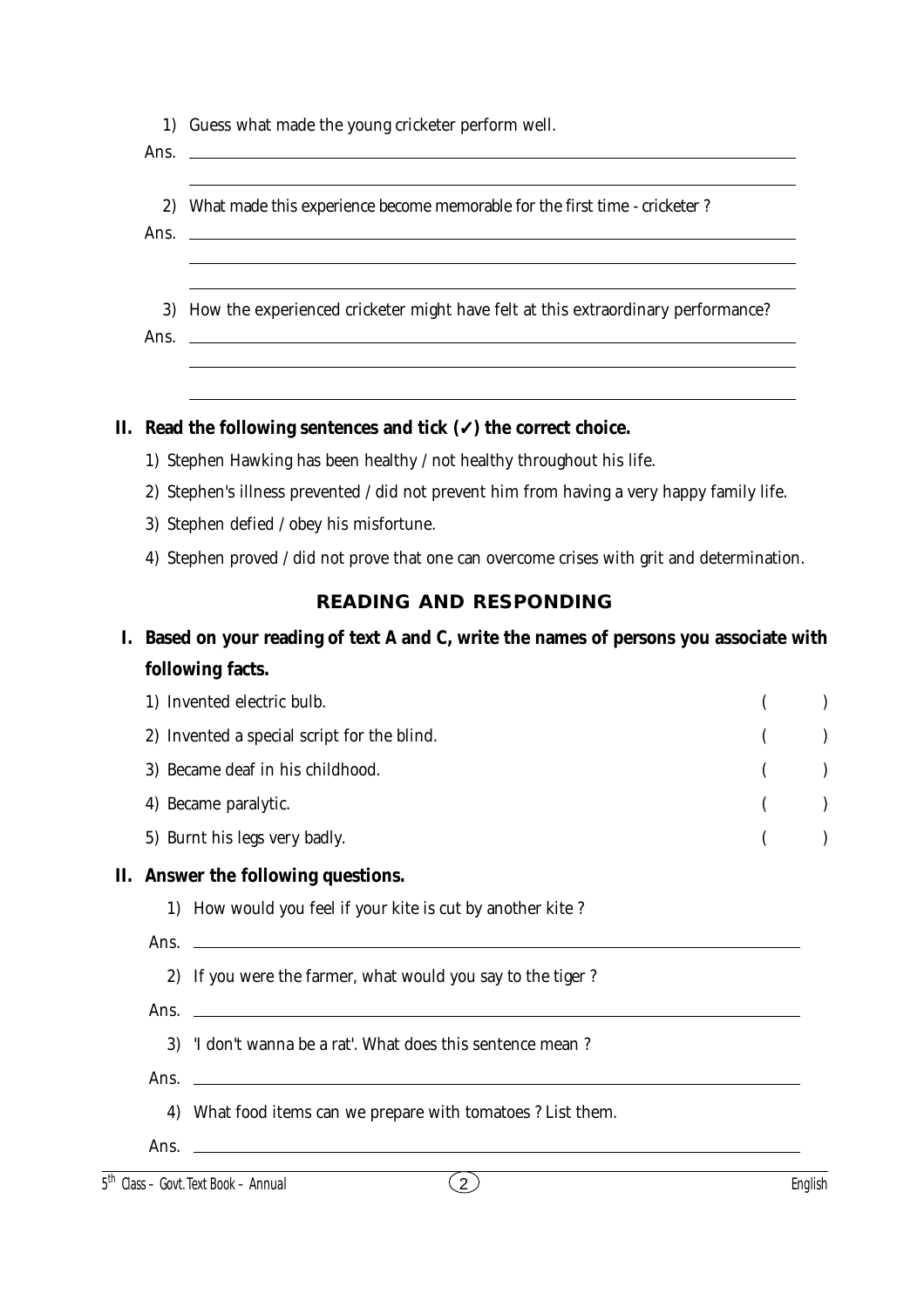1) Guess what made the young cricketer perform well.

Ans. ______________________________________________

______________________________________________

2) What made this experience become memorable for the first time - cricketer ?

Ans. ______________________________________________

______________________________________________

______________________________________________

3) How the experienced cricketer might have felt at this extraordinary performance?

Ans. ______________________________________________

______________________________________________

______________________________________________

**II. Read the following sentences and tick (✓) the correct choice.**

1) Stephen Hawking has been healthy / not healthy throughout his life.
2) Stephen's illness prevented / did not prevent him from having a very happy family life.
3) Stephen defied / obey his misfortune.
4) Stephen proved / did not prove that one can overcome crises with grit and determination.

## READING AND RESPONDING

**I. Based on your reading of text A and C, write the names of persons you associate with following facts.**

1) Invented electric bulb. (    )
2) Invented a special script for the blind. (    )
3) Became deaf in his childhood. (    )
4) Became paralytic. (    )
5) Burnt his legs very badly. (    )

**II. Answer the following questions.**

1) How would you feel if your kite is cut by another kite ?

Ans. ______________________________________________

2) If you were the farmer, what would you say to the tiger ?

Ans. ______________________________________________

3) 'I don't wanna be a rat'. What does this sentence mean ?

Ans. ______________________________________________

4) What food items can we prepare with tomatoes ? List them.

Ans. ______________________________________________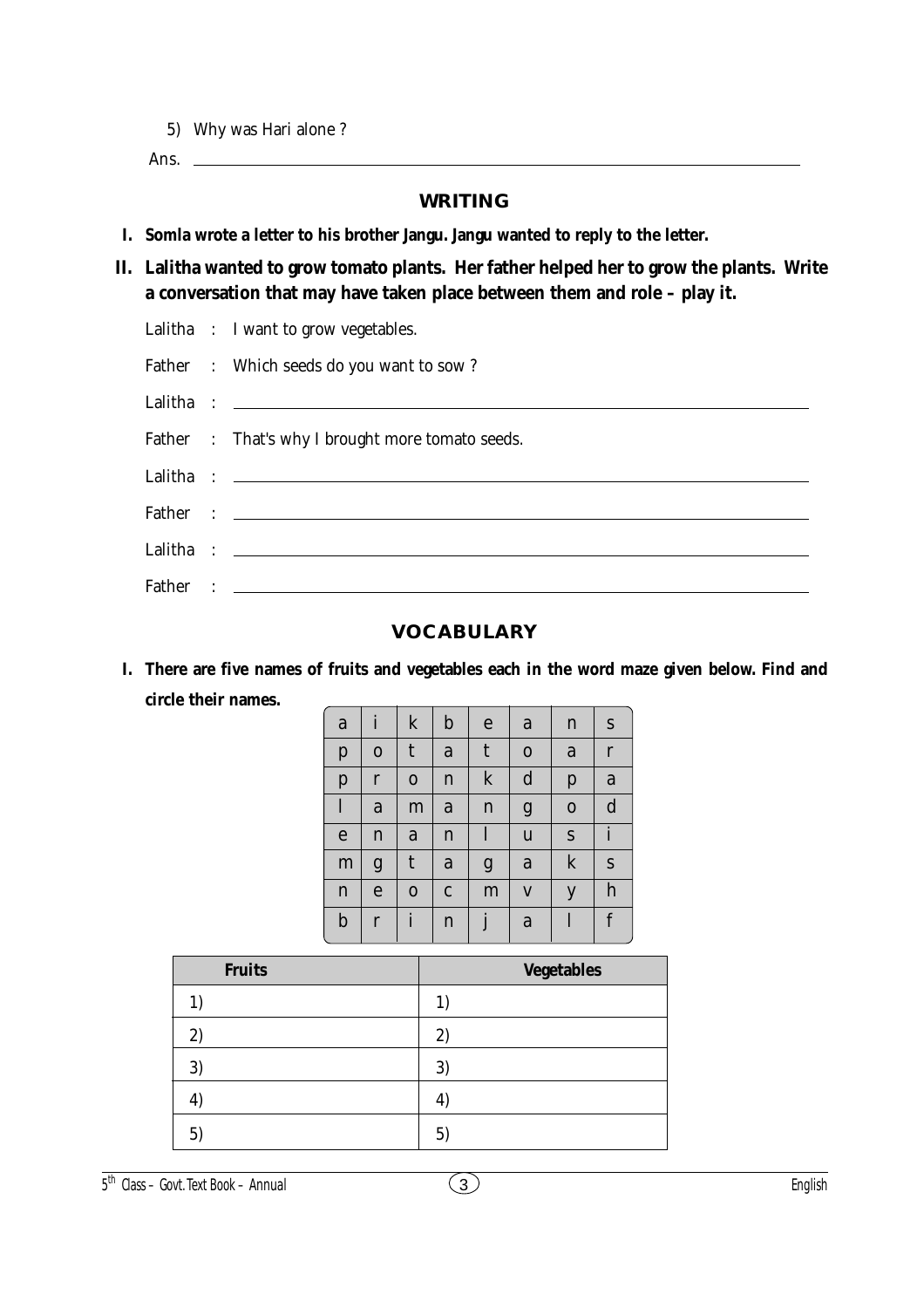5) Why was Hari alone ?

Ans. ____________________________________________

## WRITING

**I. Somla wrote a letter to his brother Jangu. Jangu wanted to reply to the letter.**

**II. Lalitha wanted to grow tomato plants. Her father helped her to grow the plants. Write a conversation that may have taken place between them and role – play it.**

Lalitha : I want to grow vegetables.

Father : Which seeds do you want to sow ?

Lalitha : ____________________________________________

Father : That's why I brought more tomato seeds.

Lalitha : ____________________________________________

Father : ____________________________________________

Lalitha : ____________________________________________

Father : ____________________________________________

## VOCABULARY

**I. There are five names of fruits and vegetables each in the word maze given below. Find and circle their names.**

| | | | | | | | |
|---|---|---|---|---|---|---|---|
| a | i | k | b | e | a | n | s |
| p | o | t | a | t | o | a | r |
| p | r | o | n | k | d | p | a |
| l | a | m | a | n | g | o | d |
| e | n | a | n | l | u | s | i |
| m | g | t | a | g | a | k | s |
| n | e | o | c | m | v | y | h |
| b | r | i | n | j | a | l | f |

| Fruits | Vegetables |
|---|---|
| 1) | 1) |
| 2) | 2) |
| 3) | 3) |
| 4) | 4) |
| 5) | 5) |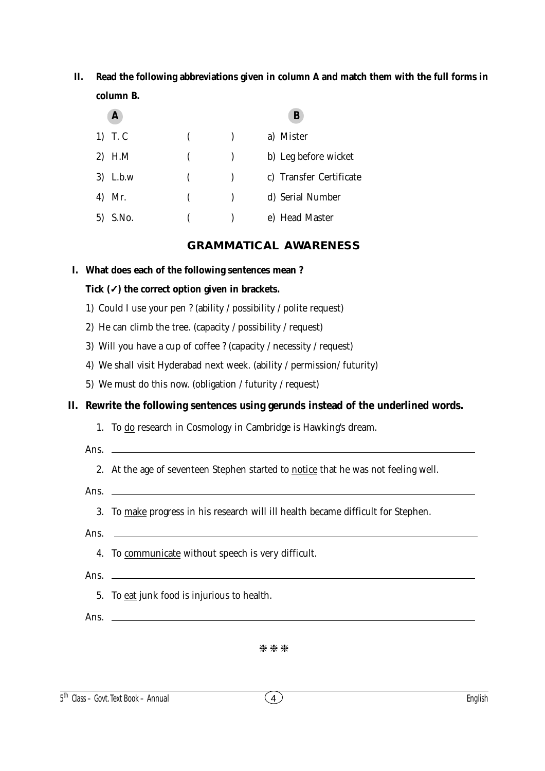**II. Read the following abbreviations given in column A and match them with the full forms in column B.**

| A | | B |
|---|---|---|
| 1) T. C | ( ) | a) Mister |
| 2) H.M | ( ) | b) Leg before wicket |
| 3) L.b.w | ( ) | c) Transfer Certificate |
| 4) Mr. | ( ) | d) Serial Number |
| 5) S.No. | ( ) | e) Head Master |

## GRAMMATICAL AWARENESS

**I. What does each of the following sentences mean ?**

**Tick (✓) the correct option given in brackets.**

1) Could I use your pen ? (ability / possibility / polite request)
2) He can climb the tree. (capacity / possibility / request)
3) Will you have a cup of coffee ? (capacity / necessity / request)
4) We shall visit Hyderabad next week. (ability / permission/ futurity)
5) We must do this now. (obligation / futurity / request)

**II. Rewrite the following sentences using gerunds instead of the underlined words.**

1. To <u>do</u> research in Cosmology in Cambridge is Hawking's dream.

Ans. ______________________________

2. At the age of seventeen Stephen started to <u>notice</u> that he was not feeling well.

Ans. ______________________________

3. To <u>make</u> progress in his research will ill health became difficult for Stephen.

Ans. ______________________________

4. To <u>communicate</u> without speech is very difficult.

Ans. ______________________________

5. To <u>eat</u> junk food is injurious to health.

Ans. ______________________________

❊ ❊ ❊